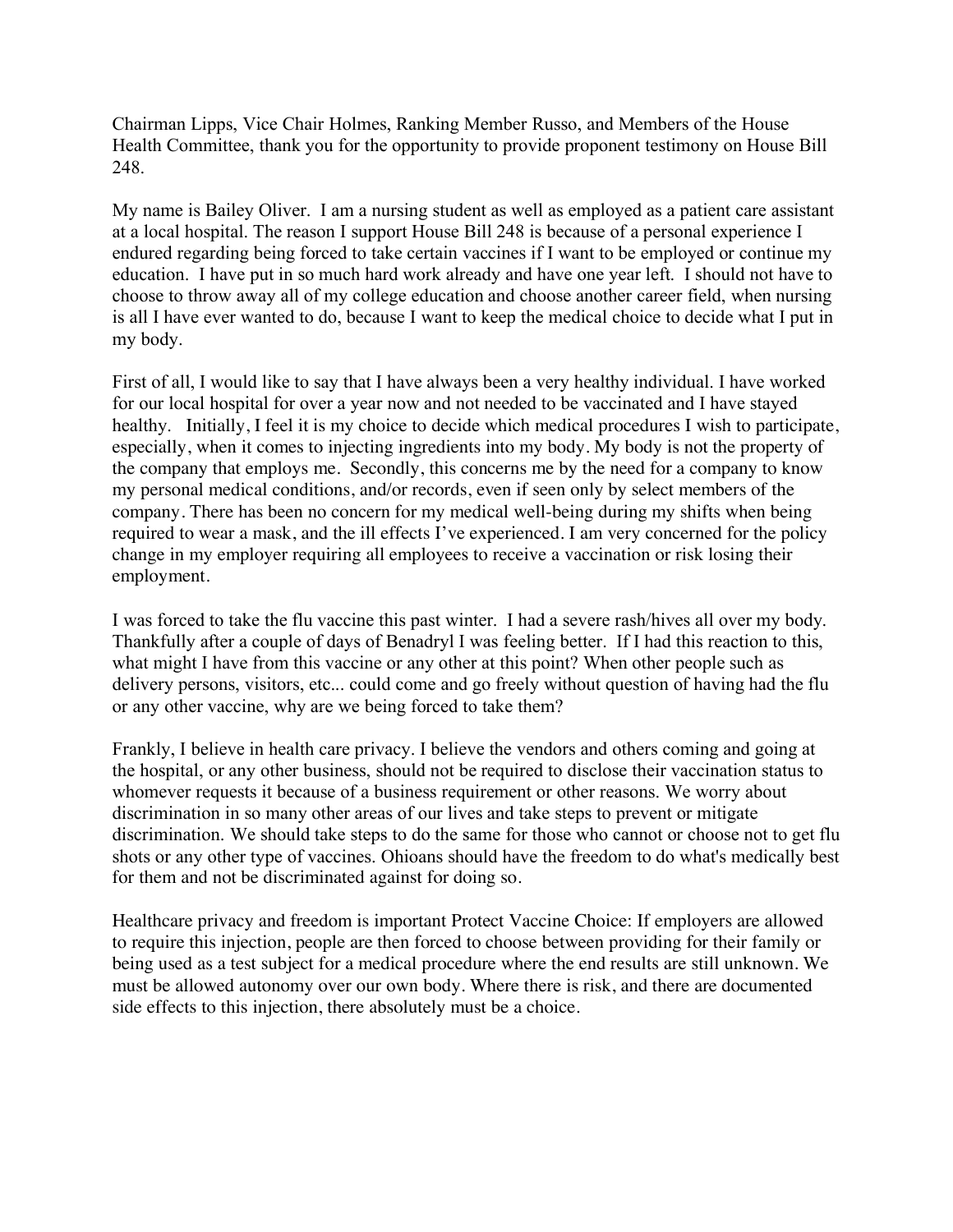Chairman Lipps, Vice Chair Holmes, Ranking Member Russo, and Members of the House Health Committee, thank you for the opportunity to provide proponent testimony on House Bill 248.

My name is Bailey Oliver. I am a nursing student as well as employed as a patient care assistant at a local hospital. The reason I support House Bill 248 is because of a personal experience I endured regarding being forced to take certain vaccines if I want to be employed or continue my education. I have put in so much hard work already and have one year left. I should not have to choose to throw away all of my college education and choose another career field, when nursing is all I have ever wanted to do, because I want to keep the medical choice to decide what I put in my body.

First of all, I would like to say that I have always been a very healthy individual. I have worked for our local hospital for over a year now and not needed to be vaccinated and I have stayed healthy. Initially, I feel it is my choice to decide which medical procedures I wish to participate, especially, when it comes to injecting ingredients into my body. My body is not the property of the company that employs me. Secondly, this concerns me by the need for a company to know my personal medical conditions, and/or records, even if seen only by select members of the company. There has been no concern for my medical well-being during my shifts when being required to wear a mask, and the ill effects I've experienced. I am very concerned for the policy change in my employer requiring all employees to receive a vaccination or risk losing their employment.

I was forced to take the flu vaccine this past winter. I had a severe rash/hives all over my body. Thankfully after a couple of days of Benadryl I was feeling better. If I had this reaction to this, what might I have from this vaccine or any other at this point? When other people such as delivery persons, visitors, etc... could come and go freely without question of having had the flu or any other vaccine, why are we being forced to take them?

Frankly, I believe in health care privacy. I believe the vendors and others coming and going at the hospital, or any other business, should not be required to disclose their vaccination status to whomever requests it because of a business requirement or other reasons. We worry about discrimination in so many other areas of our lives and take steps to prevent or mitigate discrimination. We should take steps to do the same for those who cannot or choose not to get flu shots or any other type of vaccines. Ohioans should have the freedom to do what's medically best for them and not be discriminated against for doing so.

Healthcare privacy and freedom is important Protect Vaccine Choice: If employers are allowed to require this injection, people are then forced to choose between providing for their family or being used as a test subject for a medical procedure where the end results are still unknown. We must be allowed autonomy over our own body. Where there is risk, and there are documented side effects to this injection, there absolutely must be a choice.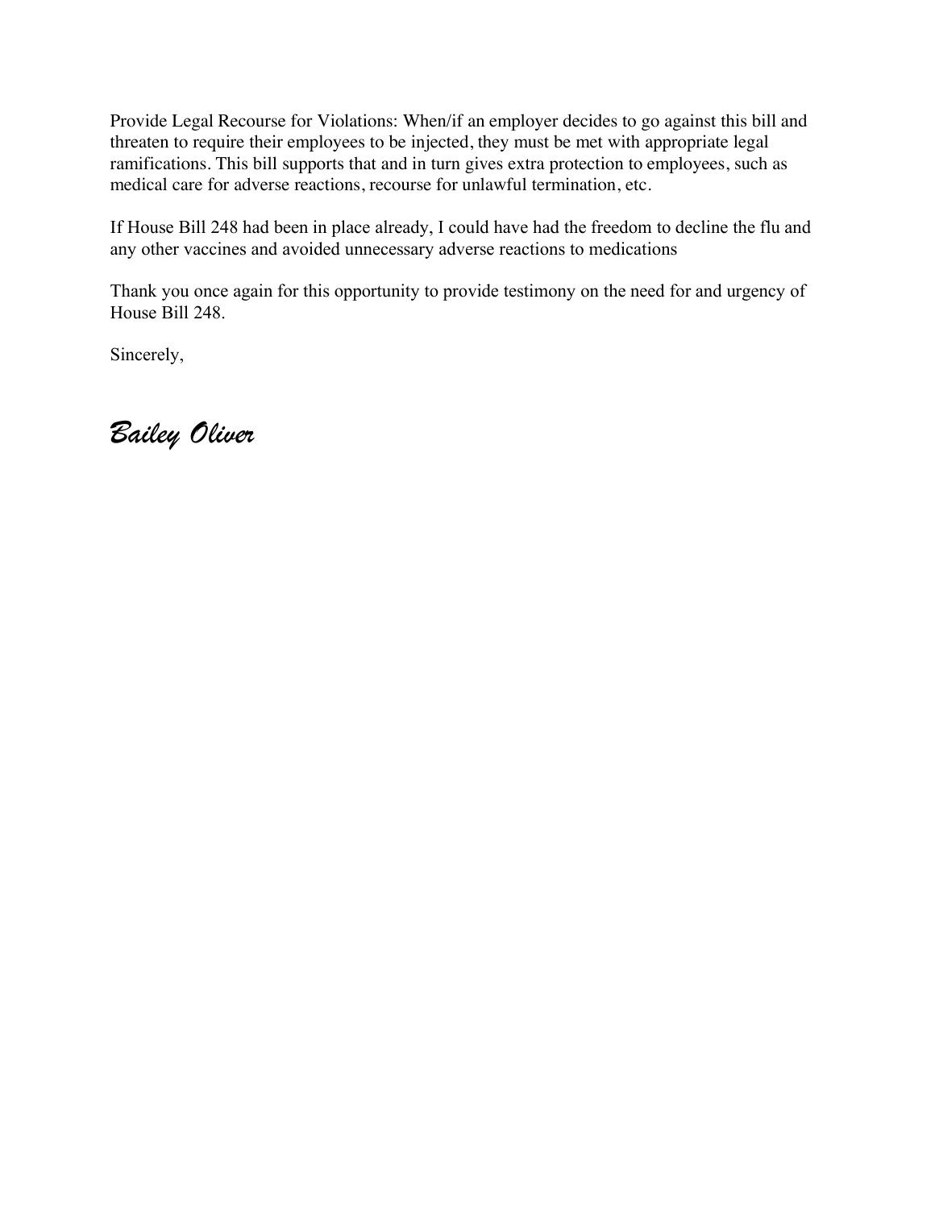Provide Legal Recourse for Violations: When/if an employer decides to go against this bill and threaten to require their employees to be injected, they must be met with appropriate legal ramifications. This bill supports that and in turn gives extra protection to employees, such as medical care for adverse reactions, recourse for unlawful termination, etc.

If House Bill 248 had been in place already, I could have had the freedom to decline the flu and any other vaccines and avoided unnecessary adverse reactions to medications

Thank you once again for this opportunity to provide testimony on the need for and urgency of House Bill 248.

Sincerely,

*Bailey Oliver*